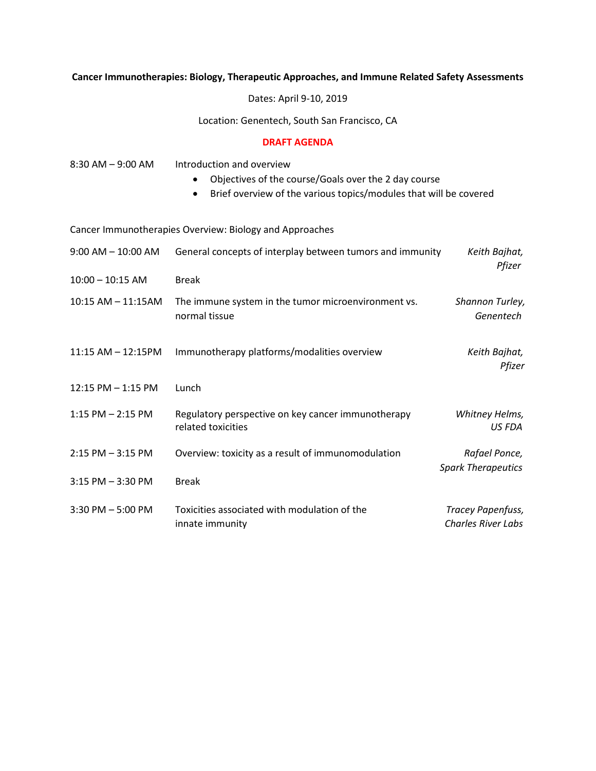**Cancer Immunotherapies: Biology, Therapeutic Approaches, and Immune Related Safety Assessments**

Dates: April 9-10, 2019

Location: Genentech, South San Francisco, CA

**DRAFT AGENDA**

8:30 AM – 9:00 AM Introduction and overview

- Objectives of the course/Goals over the 2 day course
- Brief overview of the various topics/modules that will be covered

Cancer Immunotherapies Overview: Biology and Approaches

| | | |
|---|---|---|
| 9:00 AM – 10:00 AM | General concepts of interplay between tumors and immunity | *Keith Bajhat, Pfizer* |
| 10:00 – 10:15 AM | Break | |
| 10:15 AM – 11:15AM | The immune system in the tumor microenvironment vs. normal tissue | *Shannon Turley, Genentech* |
| 11:15 AM – 12:15PM | Immunotherapy platforms/modalities overview | *Keith Bajhat, Pfizer* |
| 12:15 PM – 1:15 PM | Lunch | |
| 1:15 PM – 2:15 PM | Regulatory perspective on key cancer immunotherapy related toxicities | *Whitney Helms, US FDA* |
| 2:15 PM – 3:15 PM | Overview: toxicity as a result of immunomodulation | *Rafael Ponce, Spark Therapeutics* |
| 3:15 PM – 3:30 PM | Break | |
| 3:30 PM – 5:00 PM | Toxicities associated with modulation of the innate immunity | *Tracey Papenfuss, Charles River Labs* |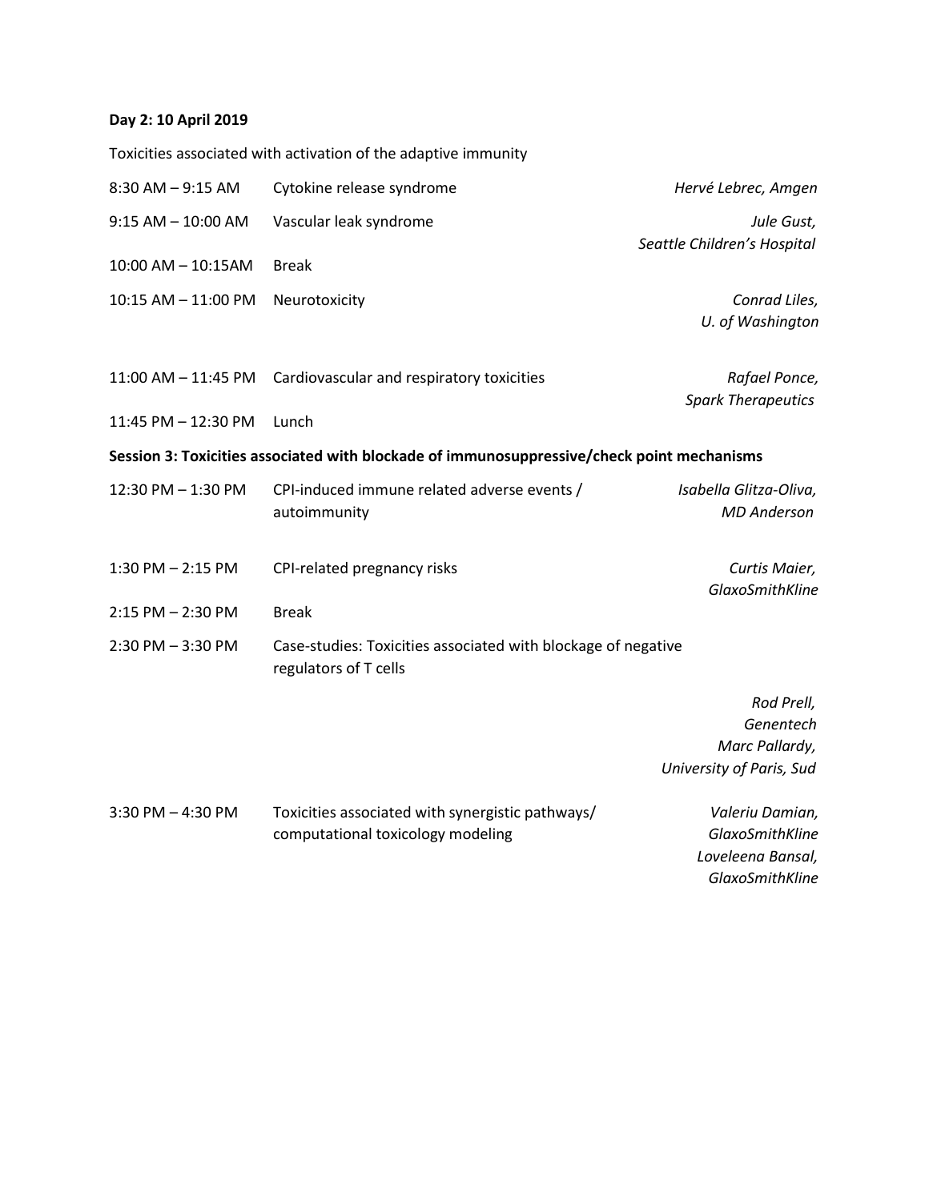**Day 2: 10 April 2019**

Toxicities associated with activation of the adaptive immunity

| | | |
|---|---|---|
| 8:30 AM – 9:15 AM | Cytokine release syndrome | *Hervé Lebrec, Amgen* |
| 9:15 AM – 10:00 AM | Vascular leak syndrome | *Jule Gust, Seattle Children's Hospital* |
| 10:00 AM – 10:15AM | Break | |
| 10:15 AM – 11:00 PM | Neurotoxicity | *Conrad Liles, U. of Washington* |
| 11:00 AM – 11:45 PM | Cardiovascular and respiratory toxicities | *Rafael Ponce, Spark Therapeutics* |
| 11:45 PM – 12:30 PM | Lunch | |

**Session 3: Toxicities associated with blockade of immunosuppressive/check point mechanisms**

| | | |
|---|---|---|
| 12:30 PM – 1:30 PM | CPI-induced immune related adverse events / autoimmunity | *Isabella Glitza-Oliva, MD Anderson* |
| 1:30 PM – 2:15 PM | CPI-related pregnancy risks | *Curtis Maier, GlaxoSmithKline* |
| 2:15 PM – 2:30 PM | Break | |
| 2:30 PM – 3:30 PM | Case-studies: Toxicities associated with blockage of negative regulators of T cells | *Rod Prell, Genentech*<br>*Marc Pallardy, University of Paris, Sud* |
| 3:30 PM – 4:30 PM | Toxicities associated with synergistic pathways/ computational toxicology modeling | *Valeriu Damian, GlaxoSmithKline*<br>*Loveleena Bansal, GlaxoSmithKline* |